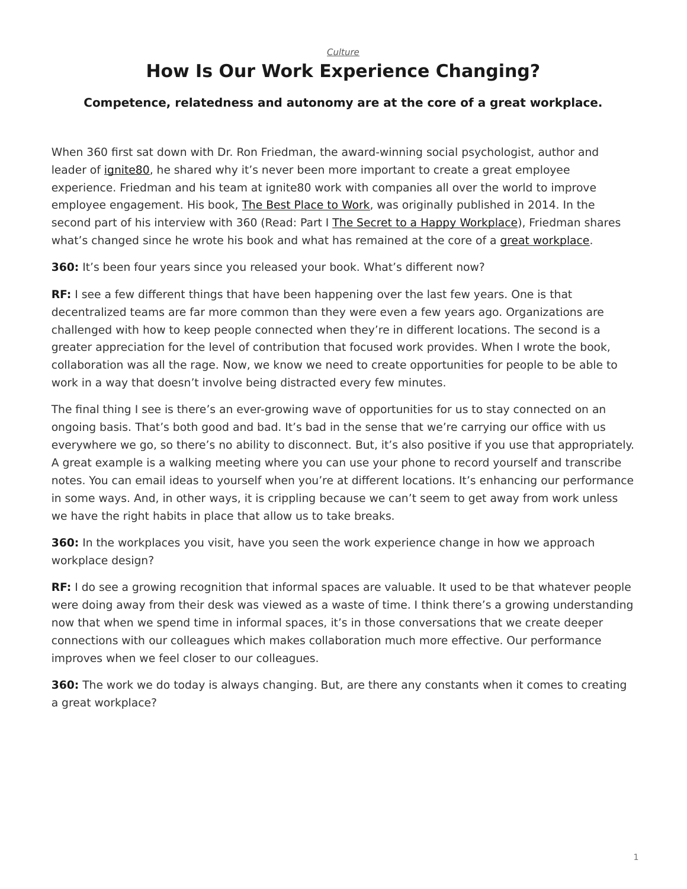*Culture*

# How Is Our Work Experience Changing?

### Competence, relatedness and autonomy are at the core of a great workplace.

When 360 first sat down with Dr. Ron Friedman, the award-winning social psychologist, author and leader of ignite80, he shared why it's never been more important to create a great employee experience. Friedman and his team at ignite80 work with companies all over the world to improve employee engagement. His book, The Best Place to Work, was originally published in 2014. In the second part of his interview with 360 (Read: Part I The Secret to a Happy Workplace), Friedman shares what's changed since he wrote his book and what has remained at the core of a great workplace.

**360:** It's been four years since you released your book. What's different now?

**RF:** I see a few different things that have been happening over the last few years. One is that decentralized teams are far more common than they were even a few years ago. Organizations are challenged with how to keep people connected when they're in different locations. The second is a greater appreciation for the level of contribution that focused work provides. When I wrote the book, collaboration was all the rage. Now, we know we need to create opportunities for people to be able to work in a way that doesn't involve being distracted every few minutes.

The final thing I see is there's an ever-growing wave of opportunities for us to stay connected on an ongoing basis. That's both good and bad. It's bad in the sense that we're carrying our office with us everywhere we go, so there's no ability to disconnect. But, it's also positive if you use that appropriately. A great example is a walking meeting where you can use your phone to record yourself and transcribe notes. You can email ideas to yourself when you're at different locations. It's enhancing our performance in some ways. And, in other ways, it is crippling because we can't seem to get away from work unless we have the right habits in place that allow us to take breaks.

**360:** In the workplaces you visit, have you seen the work experience change in how we approach workplace design?

**RF:** I do see a growing recognition that informal spaces are valuable. It used to be that whatever people were doing away from their desk was viewed as a waste of time. I think there's a growing understanding now that when we spend time in informal spaces, it's in those conversations that we create deeper connections with our colleagues which makes collaboration much more effective. Our performance improves when we feel closer to our colleagues.

**360:** The work we do today is always changing. But, are there any constants when it comes to creating a great workplace?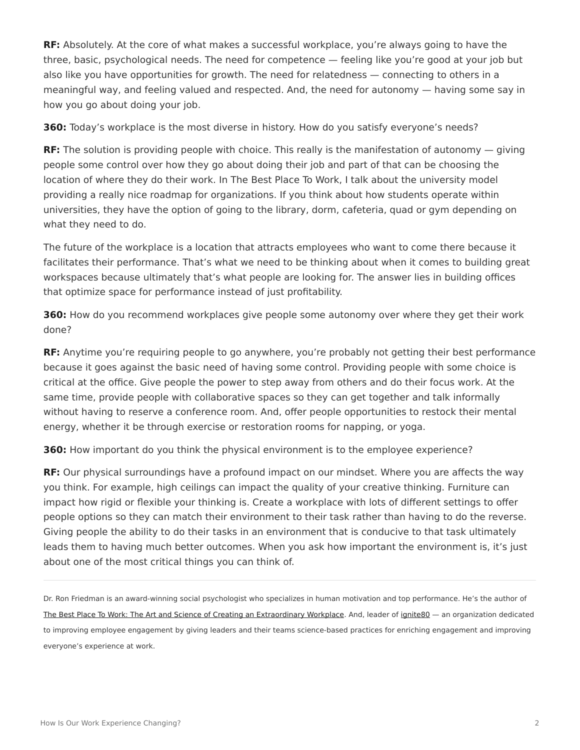**RF:** Absolutely. At the core of what makes a successful workplace, you're always going to have the three, basic, psychological needs. The need for competence — feeling like you're good at your job but also like you have opportunities for growth. The need for relatedness — connecting to others in a meaningful way, and feeling valued and respected. And, the need for autonomy — having some say in how you go about doing your job.

**360:** Today's workplace is the most diverse in history. How do you satisfy everyone's needs?

**RF:** The solution is providing people with choice. This really is the manifestation of autonomy — giving people some control over how they go about doing their job and part of that can be choosing the location of where they do their work. In The Best Place To Work, I talk about the university model providing a really nice roadmap for organizations. If you think about how students operate within universities, they have the option of going to the library, dorm, cafeteria, quad or gym depending on what they need to do.

The future of the workplace is a location that attracts employees who want to come there because it facilitates their performance. That's what we need to be thinking about when it comes to building great workspaces because ultimately that's what people are looking for. The answer lies in building offices that optimize space for performance instead of just profitability.

**360:** How do you recommend workplaces give people some autonomy over where they get their work done?

**RF:** Anytime you're requiring people to go anywhere, you're probably not getting their best performance because it goes against the basic need of having some control. Providing people with some choice is critical at the office. Give people the power to step away from others and do their focus work. At the same time, provide people with collaborative spaces so they can get together and talk informally without having to reserve a conference room. And, offer people opportunities to restock their mental energy, whether it be through exercise or restoration rooms for napping, or yoga.

**360:** How important do you think the physical environment is to the employee experience?

**RF:** Our physical surroundings have a profound impact on our mindset. Where you are affects the way you think. For example, high ceilings can impact the quality of your creative thinking. Furniture can impact how rigid or flexible your thinking is. Create a workplace with lots of different settings to offer people options so they can match their environment to their task rather than having to do the reverse. Giving people the ability to do their tasks in an environment that is conducive to that task ultimately leads them to having much better outcomes. When you ask how important the environment is, it's just about one of the most critical things you can think of.

---

Dr. Ron Friedman is an award-winning social psychologist who specializes in human motivation and top performance. He's the author of The Best Place To Work: The Art and Science of Creating an Extraordinary Workplace. And, leader of ignite80 — an organization dedicated to improving employee engagement by giving leaders and their teams science-based practices for enriching engagement and improving everyone's experience at work.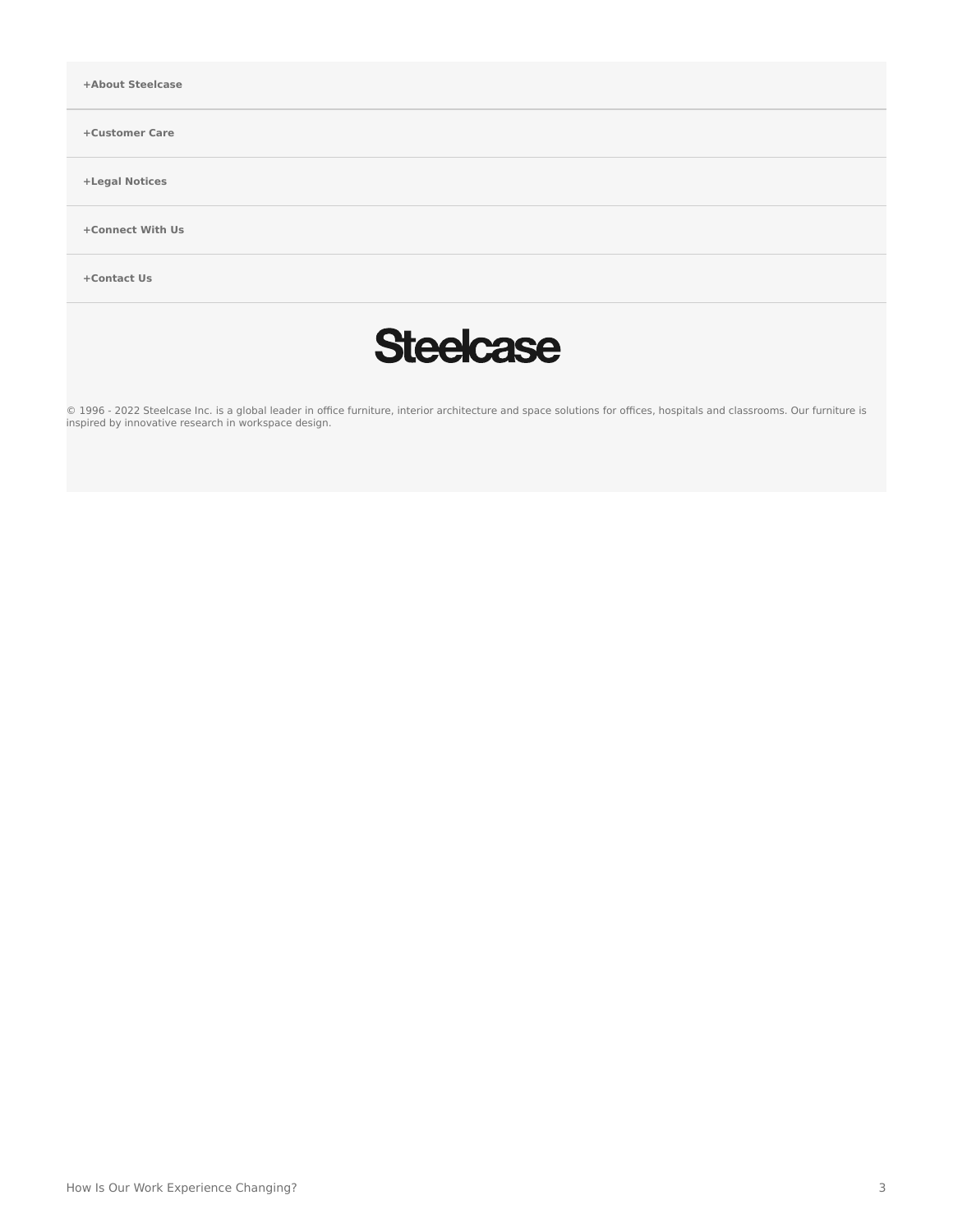+About Steelcase

+Customer Care

+Legal Notices

+Connect With Us

+Contact Us

Steelcase

© 1996 - 2022 Steelcase Inc. is a global leader in office furniture, interior architecture and space solutions for offices, hospitals and classrooms. Our furniture is inspired by innovative research in workspace design.